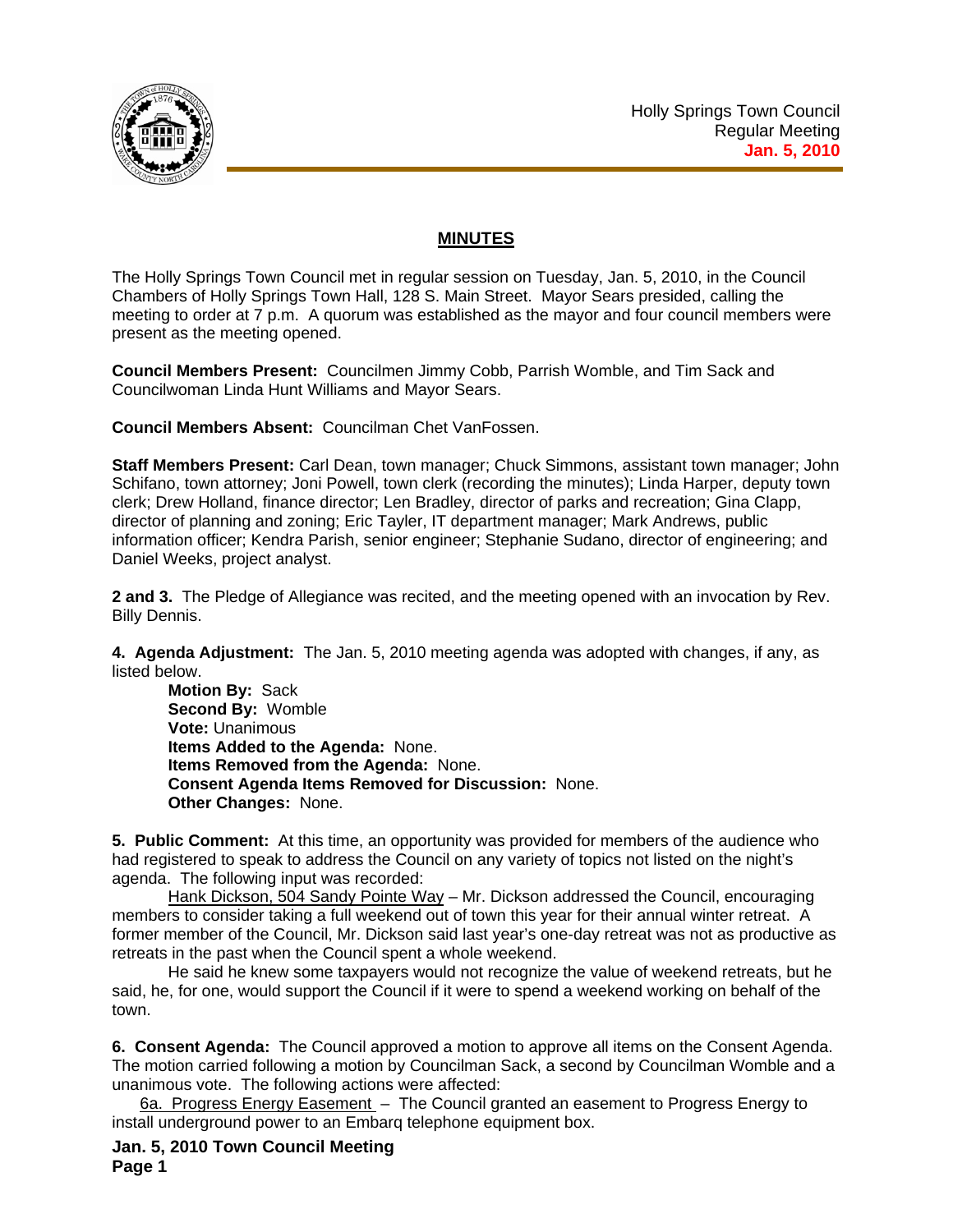Holly Springs Town Council
Regular Meeting
**Jan. 5, 2010**

# MINUTES

The Holly Springs Town Council met in regular session on Tuesday, Jan. 5, 2010, in the Council Chambers of Holly Springs Town Hall, 128 S. Main Street. Mayor Sears presided, calling the meeting to order at 7 p.m. A quorum was established as the mayor and four council members were present as the meeting opened.

**Council Members Present:** Councilmen Jimmy Cobb, Parrish Womble, and Tim Sack and Councilwoman Linda Hunt Williams and Mayor Sears.

**Council Members Absent:** Councilman Chet VanFossen.

**Staff Members Present:** Carl Dean, town manager; Chuck Simmons, assistant town manager; John Schifano, town attorney; Joni Powell, town clerk (recording the minutes); Linda Harper, deputy town clerk; Drew Holland, finance director; Len Bradley, director of parks and recreation; Gina Clapp, director of planning and zoning; Eric Tayler, IT department manager; Mark Andrews, public information officer; Kendra Parish, senior engineer; Stephanie Sudano, director of engineering; and Daniel Weeks, project analyst.

**2 and 3.** The Pledge of Allegiance was recited, and the meeting opened with an invocation by Rev. Billy Dennis.

**4. Agenda Adjustment:** The Jan. 5, 2010 meeting agenda was adopted with changes, if any, as listed below.

**Motion By:** Sack
**Second By:** Womble
**Vote:** Unanimous
**Items Added to the Agenda:** None.
**Items Removed from the Agenda:** None.
**Consent Agenda Items Removed for Discussion:** None.
**Other Changes:** None.

**5. Public Comment:** At this time, an opportunity was provided for members of the audience who had registered to speak to address the Council on any variety of topics not listed on the night's agenda. The following input was recorded:

Hank Dickson, 504 Sandy Pointe Way – Mr. Dickson addressed the Council, encouraging members to consider taking a full weekend out of town this year for their annual winter retreat. A former member of the Council, Mr. Dickson said last year's one-day retreat was not as productive as retreats in the past when the Council spent a whole weekend.

He said he knew some taxpayers would not recognize the value of weekend retreats, but he said, he, for one, would support the Council if it were to spend a weekend working on behalf of the town.

**6. Consent Agenda:** The Council approved a motion to approve all items on the Consent Agenda. The motion carried following a motion by Councilman Sack, a second by Councilman Womble and a unanimous vote. The following actions were affected:

6a. Progress Energy Easement – The Council granted an easement to Progress Energy to install underground power to an Embarq telephone equipment box.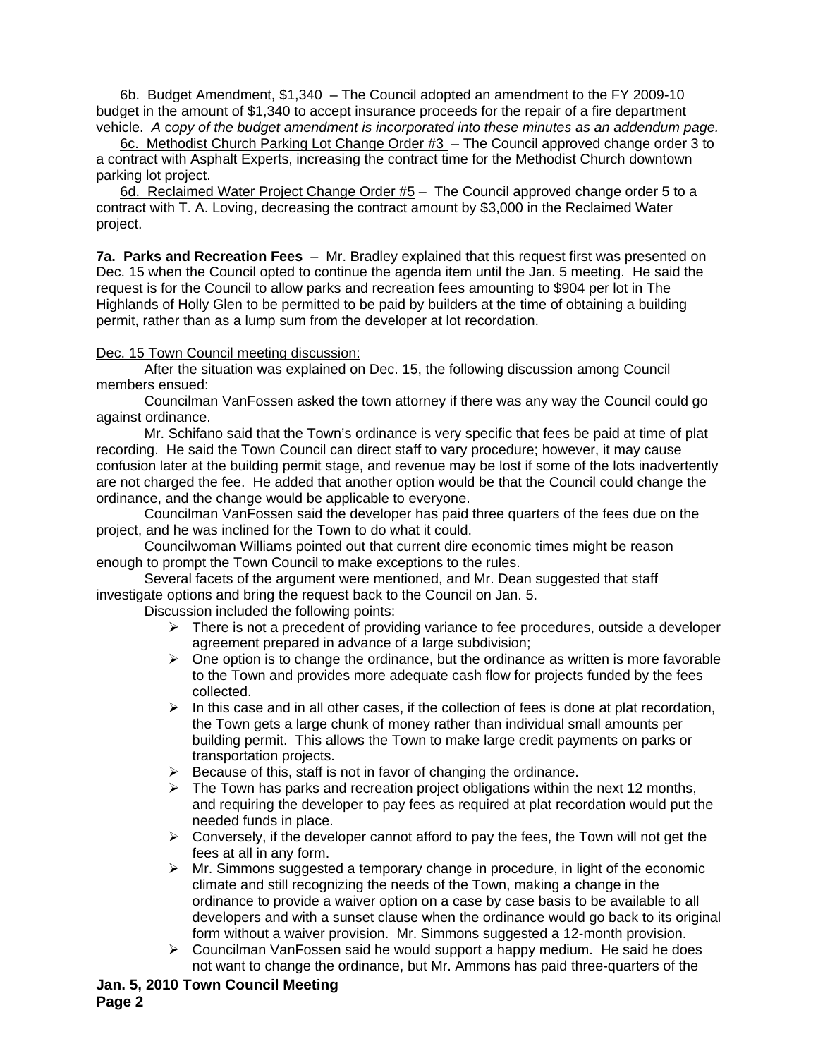6b. Budget Amendment, $1,340 – The Council adopted an amendment to the FY 2009-10 budget in the amount of $1,340 to accept insurance proceeds for the repair of a fire department vehicle. *A copy of the budget amendment is incorporated into these minutes as an addendum page.*

6c. Methodist Church Parking Lot Change Order #3 – The Council approved change order 3 to a contract with Asphalt Experts, increasing the contract time for the Methodist Church downtown parking lot project.

6d. Reclaimed Water Project Change Order #5 – The Council approved change order 5 to a contract with T. A. Loving, decreasing the contract amount by $3,000 in the Reclaimed Water project.

**7a. Parks and Recreation Fees** – Mr. Bradley explained that this request first was presented on Dec. 15 when the Council opted to continue the agenda item until the Jan. 5 meeting. He said the request is for the Council to allow parks and recreation fees amounting to $904 per lot in The Highlands of Holly Glen to be permitted to be paid by builders at the time of obtaining a building permit, rather than as a lump sum from the developer at lot recordation.

Dec. 15 Town Council meeting discussion:

After the situation was explained on Dec. 15, the following discussion among Council members ensued:

Councilman VanFossen asked the town attorney if there was any way the Council could go against ordinance.

Mr. Schifano said that the Town's ordinance is very specific that fees be paid at time of plat recording. He said the Town Council can direct staff to vary procedure; however, it may cause confusion later at the building permit stage, and revenue may be lost if some of the lots inadvertently are not charged the fee. He added that another option would be that the Council could change the ordinance, and the change would be applicable to everyone.

Councilman VanFossen said the developer has paid three quarters of the fees due on the project, and he was inclined for the Town to do what it could.

Councilwoman Williams pointed out that current dire economic times might be reason enough to prompt the Town Council to make exceptions to the rules.

Several facets of the argument were mentioned, and Mr. Dean suggested that staff investigate options and bring the request back to the Council on Jan. 5.

Discussion included the following points:

- There is not a precedent of providing variance to fee procedures, outside a developer agreement prepared in advance of a large subdivision;
- One option is to change the ordinance, but the ordinance as written is more favorable to the Town and provides more adequate cash flow for projects funded by the fees collected.
- In this case and in all other cases, if the collection of fees is done at plat recordation, the Town gets a large chunk of money rather than individual small amounts per building permit. This allows the Town to make large credit payments on parks or transportation projects.
- Because of this, staff is not in favor of changing the ordinance.
- The Town has parks and recreation project obligations within the next 12 months, and requiring the developer to pay fees as required at plat recordation would put the needed funds in place.
- Conversely, if the developer cannot afford to pay the fees, the Town will not get the fees at all in any form.
- Mr. Simmons suggested a temporary change in procedure, in light of the economic climate and still recognizing the needs of the Town, making a change in the ordinance to provide a waiver option on a case by case basis to be available to all developers and with a sunset clause when the ordinance would go back to its original form without a waiver provision. Mr. Simmons suggested a 12-month provision.
- Councilman VanFossen said he would support a happy medium. He said he does not want to change the ordinance, but Mr. Ammons has paid three-quarters of the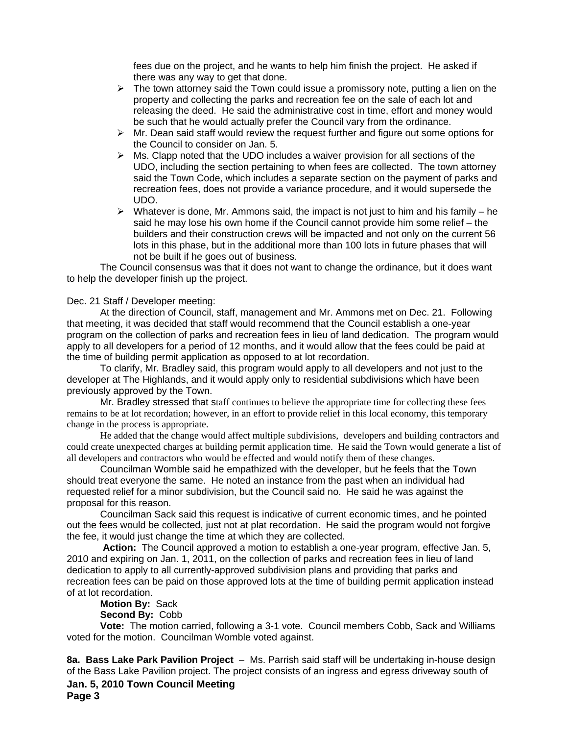fees due on the project, and he wants to help him finish the project. He asked if there was any way to get that done.

- The town attorney said the Town could issue a promissory note, putting a lien on the property and collecting the parks and recreation fee on the sale of each lot and releasing the deed. He said the administrative cost in time, effort and money would be such that he would actually prefer the Council vary from the ordinance.
- Mr. Dean said staff would review the request further and figure out some options for the Council to consider on Jan. 5.
- Ms. Clapp noted that the UDO includes a waiver provision for all sections of the UDO, including the section pertaining to when fees are collected. The town attorney said the Town Code, which includes a separate section on the payment of parks and recreation fees, does not provide a variance procedure, and it would supersede the UDO.
- Whatever is done, Mr. Ammons said, the impact is not just to him and his family – he said he may lose his own home if the Council cannot provide him some relief – the builders and their construction crews will be impacted and not only on the current 56 lots in this phase, but in the additional more than 100 lots in future phases that will not be built if he goes out of business.

The Council consensus was that it does not want to change the ordinance, but it does want to help the developer finish up the project.

Dec. 21 Staff / Developer meeting:

At the direction of Council, staff, management and Mr. Ammons met on Dec. 21. Following that meeting, it was decided that staff would recommend that the Council establish a one-year program on the collection of parks and recreation fees in lieu of land dedication. The program would apply to all developers for a period of 12 months, and it would allow that the fees could be paid at the time of building permit application as opposed to at lot recordation.

To clarify, Mr. Bradley said, this program would apply to all developers and not just to the developer at The Highlands, and it would apply only to residential subdivisions which have been previously approved by the Town.

Mr. Bradley stressed that staff continues to believe the appropriate time for collecting these fees remains to be at lot recordation; however, in an effort to provide relief in this local economy, this temporary change in the process is appropriate.

He added that the change would affect multiple subdivisions, developers and building contractors and could create unexpected charges at building permit application time. He said the Town would generate a list of all developers and contractors who would be effected and would notify them of these changes.

Councilman Womble said he empathized with the developer, but he feels that the Town should treat everyone the same. He noted an instance from the past when an individual had requested relief for a minor subdivision, but the Council said no. He said he was against the proposal for this reason.

Councilman Sack said this request is indicative of current economic times, and he pointed out the fees would be collected, just not at plat recordation. He said the program would not forgive the fee, it would just change the time at which they are collected.

**Action:** The Council approved a motion to establish a one-year program, effective Jan. 5, 2010 and expiring on Jan. 1, 2011, on the collection of parks and recreation fees in lieu of land dedication to apply to all currently-approved subdivision plans and providing that parks and recreation fees can be paid on those approved lots at the time of building permit application instead of at lot recordation.

**Motion By:** Sack

**Second By:** Cobb

**Vote:** The motion carried, following a 3-1 vote. Council members Cobb, Sack and Williams voted for the motion. Councilman Womble voted against.

**8a. Bass Lake Park Pavilion Project** – Ms. Parrish said staff will be undertaking in-house design of the Bass Lake Pavilion project. The project consists of an ingress and egress driveway south of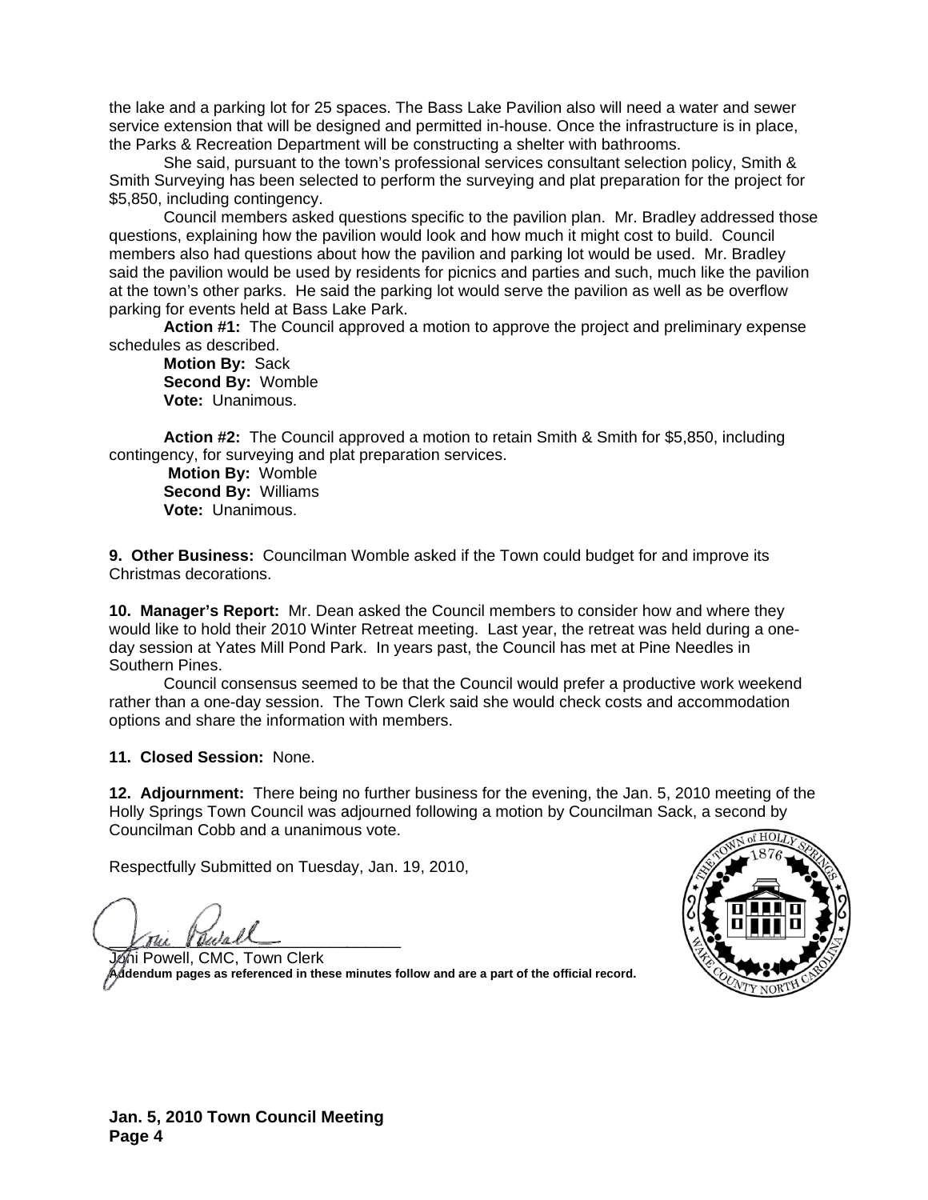the lake and a parking lot for 25 spaces. The Bass Lake Pavilion also will need a water and sewer service extension that will be designed and permitted in-house. Once the infrastructure is in place, the Parks & Recreation Department will be constructing a shelter with bathrooms.

She said, pursuant to the town's professional services consultant selection policy, Smith & Smith Surveying has been selected to perform the surveying and plat preparation for the project for $5,850, including contingency.

Council members asked questions specific to the pavilion plan. Mr. Bradley addressed those questions, explaining how the pavilion would look and how much it might cost to build. Council members also had questions about how the pavilion and parking lot would be used. Mr. Bradley said the pavilion would be used by residents for picnics and parties and such, much like the pavilion at the town's other parks. He said the parking lot would serve the pavilion as well as be overflow parking for events held at Bass Lake Park.

**Action #1:** The Council approved a motion to approve the project and preliminary expense schedules as described.

**Motion By:** Sack
**Second By:** Womble
**Vote:** Unanimous.

**Action #2:** The Council approved a motion to retain Smith & Smith for $5,850, including contingency, for surveying and plat preparation services.

**Motion By:** Womble
**Second By:** Williams
**Vote:** Unanimous.

**9. Other Business:** Councilman Womble asked if the Town could budget for and improve its Christmas decorations.

**10. Manager's Report:** Mr. Dean asked the Council members to consider how and where they would like to hold their 2010 Winter Retreat meeting. Last year, the retreat was held during a one-day session at Yates Mill Pond Park. In years past, the Council has met at Pine Needles in Southern Pines.

Council consensus seemed to be that the Council would prefer a productive work weekend rather than a one-day session. The Town Clerk said she would check costs and accommodation options and share the information with members.

**11. Closed Session:** None.

**12. Adjournment:** There being no further business for the evening, the Jan. 5, 2010 meeting of the Holly Springs Town Council was adjourned following a motion by Councilman Sack, a second by Councilman Cobb and a unanimous vote.

Respectfully Submitted on Tuesday, Jan. 19, 2010,

Joni Powell, CMC, Town Clerk

**Addendum pages as referenced in these minutes follow and are a part of the official record.**